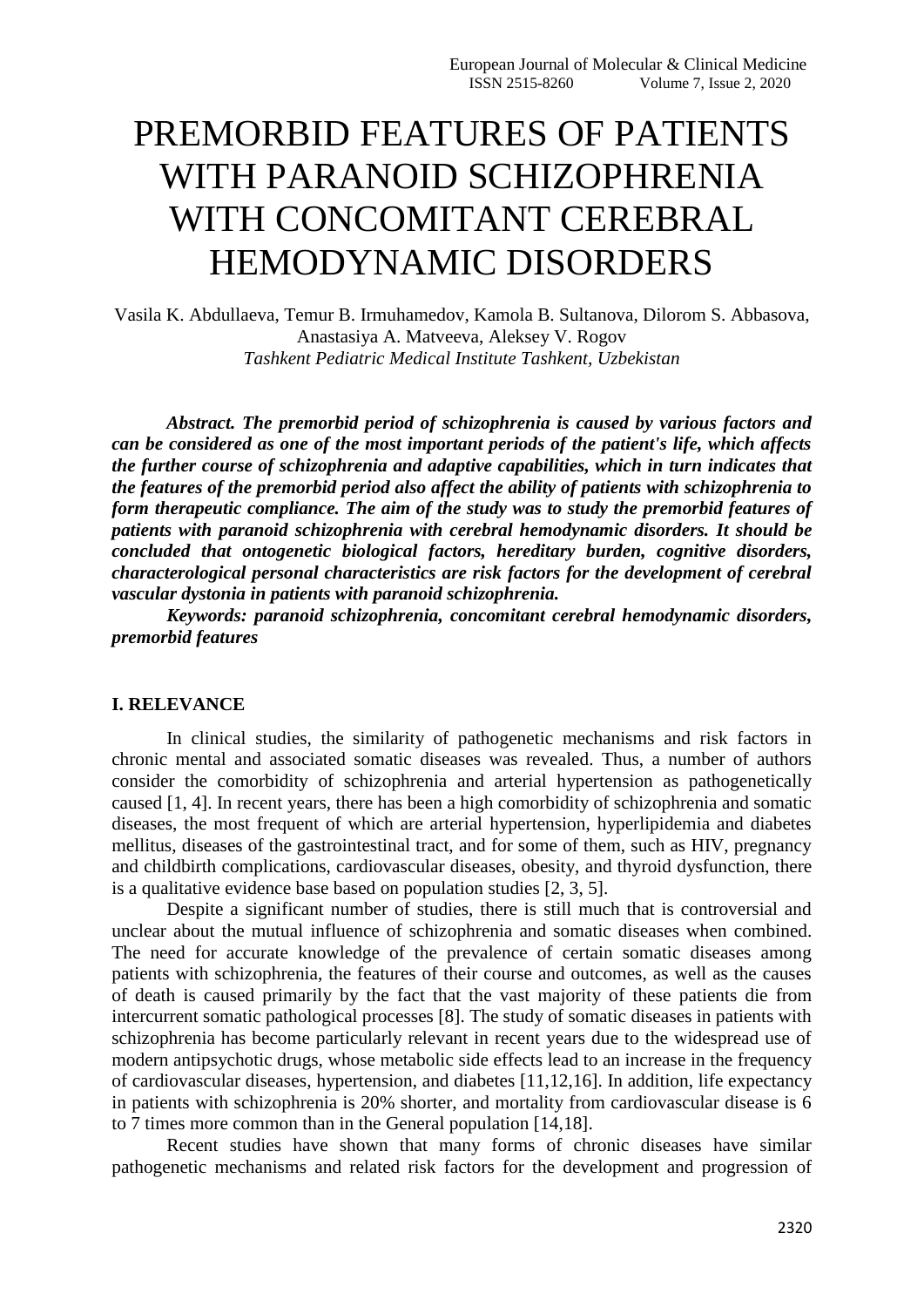# PREMORBID FEATURES OF PATIENTS WITH PARANOID SCHIZOPHRENIA WITH CONCOMITANT CEREBRAL HEMODYNAMIC DISORDERS

Vasila K. Abdullaeva, Temur B. Irmuhamedov, Kamola B. Sultanova, Dilorom S. Abbasova, Anastasiya A. Matveeva, Aleksey V. Rogov

*Tashkent Pediatric Medical Institute Tashkent, Uzbekistan*

***Abstract. The premorbid period of schizophrenia is caused by various factors and can be considered as one of the most important periods of the patient's life, which affects the further course of schizophrenia and adaptive capabilities, which in turn indicates that the features of the premorbid period also affect the ability of patients with schizophrenia to form therapeutic compliance. The aim of the study was to study the premorbid features of patients with paranoid schizophrenia with cerebral hemodynamic disorders. It should be concluded that ontogenetic biological factors, hereditary burden, cognitive disorders, characterological personal characteristics are risk factors for the development of cerebral vascular dystonia in patients with paranoid schizophrenia.***

***Keywords: paranoid schizophrenia, concomitant cerebral hemodynamic disorders, premorbid features***

## I. RELEVANCE

In clinical studies, the similarity of pathogenetic mechanisms and risk factors in chronic mental and associated somatic diseases was revealed. Thus, a number of authors consider the comorbidity of schizophrenia and arterial hypertension as pathogenetically caused [1, 4]. In recent years, there has been a high comorbidity of schizophrenia and somatic diseases, the most frequent of which are arterial hypertension, hyperlipidemia and diabetes mellitus, diseases of the gastrointestinal tract, and for some of them, such as HIV, pregnancy and childbirth complications, cardiovascular diseases, obesity, and thyroid dysfunction, there is a qualitative evidence base based on population studies [2, 3, 5].

Despite a significant number of studies, there is still much that is controversial and unclear about the mutual influence of schizophrenia and somatic diseases when combined. The need for accurate knowledge of the prevalence of certain somatic diseases among patients with schizophrenia, the features of their course and outcomes, as well as the causes of death is caused primarily by the fact that the vast majority of these patients die from intercurrent somatic pathological processes [8]. The study of somatic diseases in patients with schizophrenia has become particularly relevant in recent years due to the widespread use of modern antipsychotic drugs, whose metabolic side effects lead to an increase in the frequency of cardiovascular diseases, hypertension, and diabetes [11,12,16]. In addition, life expectancy in patients with schizophrenia is 20% shorter, and mortality from cardiovascular disease is 6 to 7 times more common than in the General population [14,18].

Recent studies have shown that many forms of chronic diseases have similar pathogenetic mechanisms and related risk factors for the development and progression of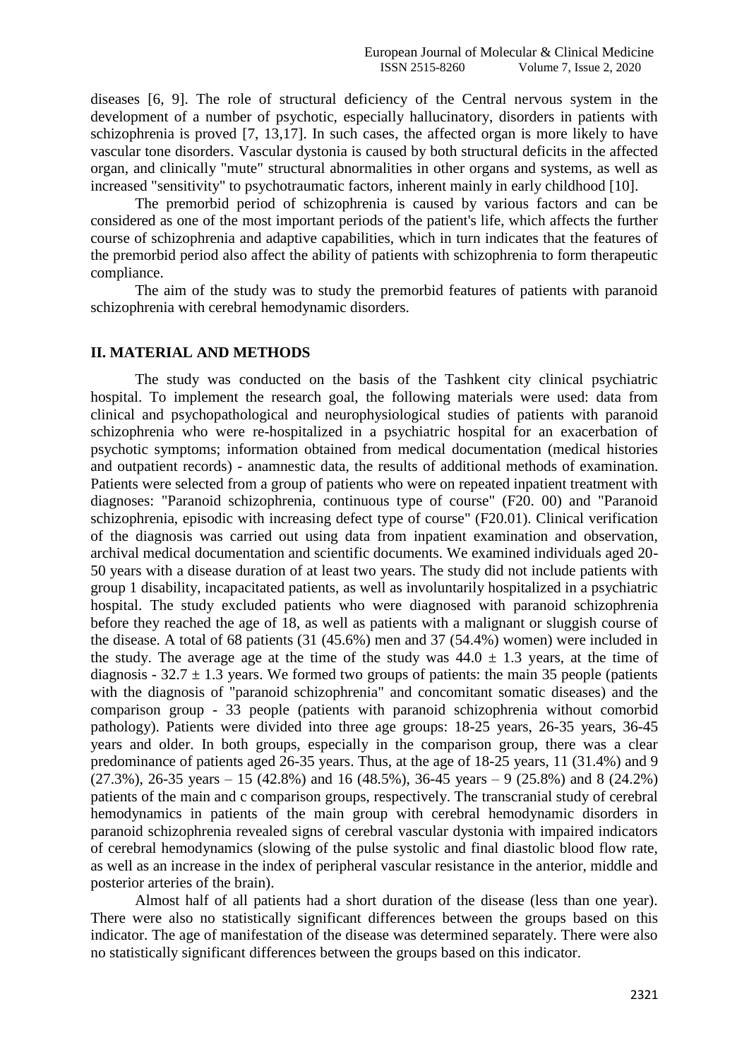diseases [6, 9]. The role of structural deficiency of the Central nervous system in the development of a number of psychotic, especially hallucinatory, disorders in patients with schizophrenia is proved [7, 13,17]. In such cases, the affected organ is more likely to have vascular tone disorders. Vascular dystonia is caused by both structural deficits in the affected organ, and clinically "mute" structural abnormalities in other organs and systems, as well as increased "sensitivity" to psychotraumatic factors, inherent mainly in early childhood [10].

The premorbid period of schizophrenia is caused by various factors and can be considered as one of the most important periods of the patient's life, which affects the further course of schizophrenia and adaptive capabilities, which in turn indicates that the features of the premorbid period also affect the ability of patients with schizophrenia to form therapeutic compliance.

The aim of the study was to study the premorbid features of patients with paranoid schizophrenia with cerebral hemodynamic disorders.

## II. MATERIAL AND METHODS

The study was conducted on the basis of the Tashkent city clinical psychiatric hospital. To implement the research goal, the following materials were used: data from clinical and psychopathological and neurophysiological studies of patients with paranoid schizophrenia who were re-hospitalized in a psychiatric hospital for an exacerbation of psychotic symptoms; information obtained from medical documentation (medical histories and outpatient records) - anamnestic data, the results of additional methods of examination. Patients were selected from a group of patients who were on repeated inpatient treatment with diagnoses: "Paranoid schizophrenia, continuous type of course" (F20. 00) and "Paranoid schizophrenia, episodic with increasing defect type of course" (F20.01). Clinical verification of the diagnosis was carried out using data from inpatient examination and observation, archival medical documentation and scientific documents. We examined individuals aged 20-50 years with a disease duration of at least two years. The study did not include patients with group 1 disability, incapacitated patients, as well as involuntarily hospitalized in a psychiatric hospital. The study excluded patients who were diagnosed with paranoid schizophrenia before they reached the age of 18, as well as patients with a malignant or sluggish course of the disease. A total of 68 patients (31 (45.6%) men and 37 (54.4%) women) were included in the study. The average age at the time of the study was $44.0 \pm 1.3$ years, at the time of diagnosis - $32.7 \pm 1.3$ years. We formed two groups of patients: the main 35 people (patients with the diagnosis of "paranoid schizophrenia" and concomitant somatic diseases) and the comparison group - 33 people (patients with paranoid schizophrenia without comorbid pathology). Patients were divided into three age groups: 18-25 years, 26-35 years, 36-45 years and older. In both groups, especially in the comparison group, there was a clear predominance of patients aged 26-35 years. Thus, at the age of 18-25 years, 11 (31.4%) and 9 (27.3%), 26-35 years – 15 (42.8%) and 16 (48.5%), 36-45 years – 9 (25.8%) and 8 (24.2%) patients of the main and c comparison groups, respectively. The transcranial study of cerebral hemodynamics in patients of the main group with cerebral hemodynamic disorders in paranoid schizophrenia revealed signs of cerebral vascular dystonia with impaired indicators of cerebral hemodynamics (slowing of the pulse systolic and final diastolic blood flow rate, as well as an increase in the index of peripheral vascular resistance in the anterior, middle and posterior arteries of the brain).

Almost half of all patients had a short duration of the disease (less than one year). There were also no statistically significant differences between the groups based on this indicator. The age of manifestation of the disease was determined separately. There were also no statistically significant differences between the groups based on this indicator.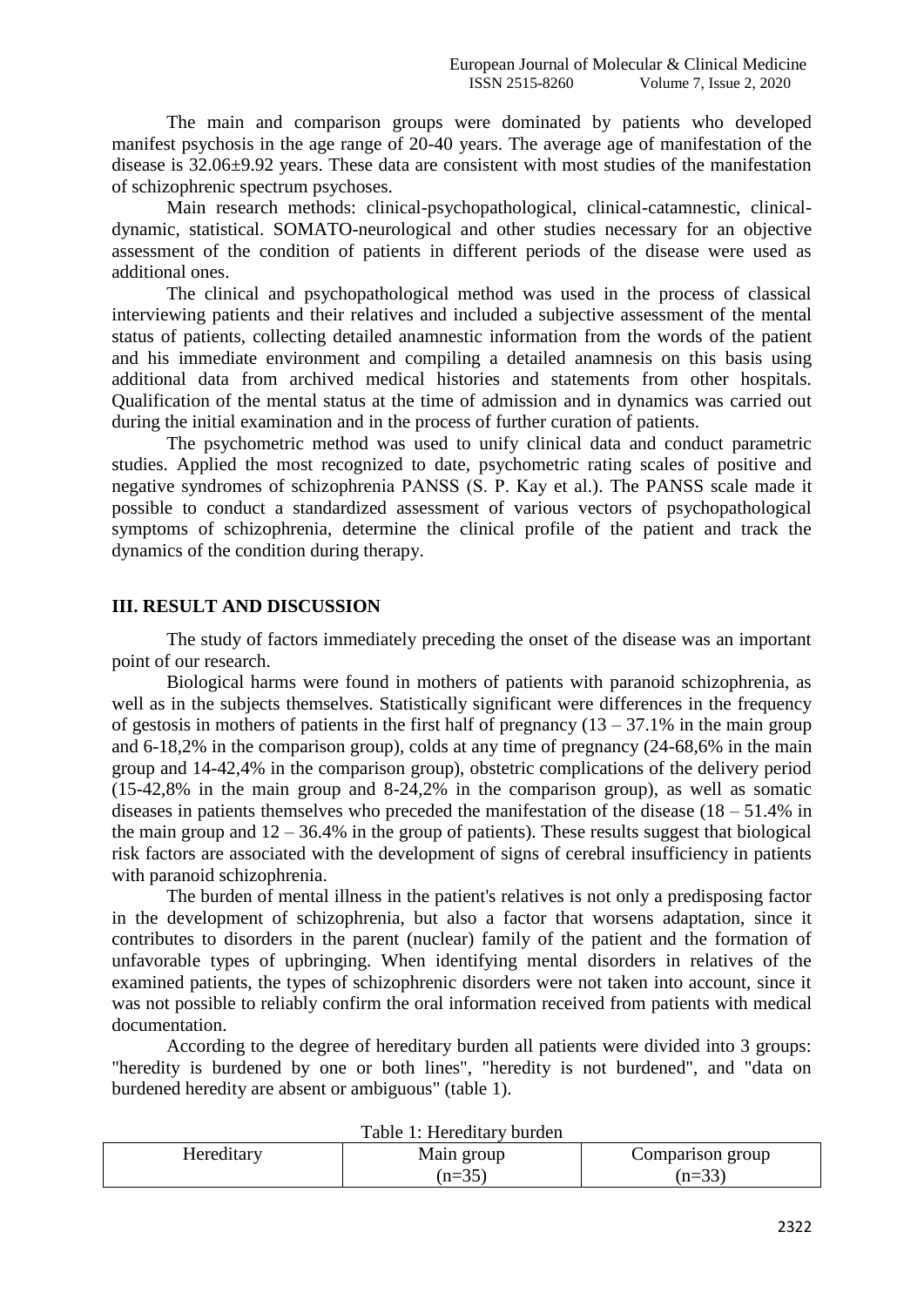The main and comparison groups were dominated by patients who developed manifest psychosis in the age range of 20-40 years. The average age of manifestation of the disease is 32.06±9.92 years. These data are consistent with most studies of the manifestation of schizophrenic spectrum psychoses.

Main research methods: clinical-psychopathological, clinical-catamnestic, clinical-dynamic, statistical. SOMATO-neurological and other studies necessary for an objective assessment of the condition of patients in different periods of the disease were used as additional ones.

The clinical and psychopathological method was used in the process of classical interviewing patients and their relatives and included a subjective assessment of the mental status of patients, collecting detailed anamnestic information from the words of the patient and his immediate environment and compiling a detailed anamnesis on this basis using additional data from archived medical histories and statements from other hospitals. Qualification of the mental status at the time of admission and in dynamics was carried out during the initial examination and in the process of further curation of patients.

The psychometric method was used to unify clinical data and conduct parametric studies. Applied the most recognized to date, psychometric rating scales of positive and negative syndromes of schizophrenia PANSS (S. P. Kay et al.). The PANSS scale made it possible to conduct a standardized assessment of various vectors of psychopathological symptoms of schizophrenia, determine the clinical profile of the patient and track the dynamics of the condition during therapy.

## III. RESULT AND DISCUSSION

The study of factors immediately preceding the onset of the disease was an important point of our research.

Biological harms were found in mothers of patients with paranoid schizophrenia, as well as in the subjects themselves. Statistically significant were differences in the frequency of gestosis in mothers of patients in the first half of pregnancy (13 – 37.1% in the main group and 6-18,2% in the comparison group), colds at any time of pregnancy (24-68,6% in the main group and 14-42,4% in the comparison group), obstetric complications of the delivery period (15-42,8% in the main group and 8-24,2% in the comparison group), as well as somatic diseases in patients themselves who preceded the manifestation of the disease (18 – 51.4% in the main group and 12 – 36.4% in the group of patients). These results suggest that biological risk factors are associated with the development of signs of cerebral insufficiency in patients with paranoid schizophrenia.

The burden of mental illness in the patient's relatives is not only a predisposing factor in the development of schizophrenia, but also a factor that worsens adaptation, since it contributes to disorders in the parent (nuclear) family of the patient and the formation of unfavorable types of upbringing. When identifying mental disorders in relatives of the examined patients, the types of schizophrenic disorders were not taken into account, since it was not possible to reliably confirm the oral information received from patients with medical documentation.

According to the degree of hereditary burden all patients were divided into 3 groups: "heredity is burdened by one or both lines", "heredity is not burdened", and "data on burdened heredity are absent or ambiguous" (table 1).

Table 1: Hereditary burden

| Hereditary | Main group (n=35) | Comparison group (n=33) |
|---|---|---|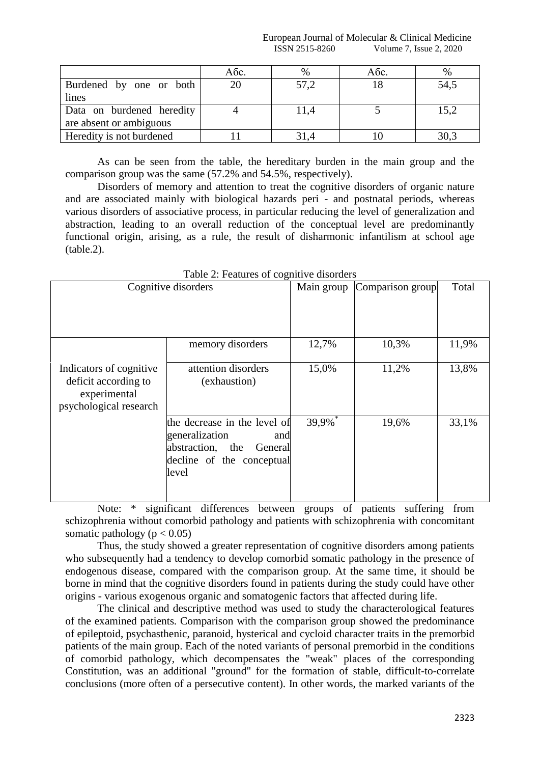|  | Абс. | % | Абс. | % |
|---|---|---|---|---|
| Burdened by one or both lines | 20 | 57,2 | 18 | 54,5 |
| Data on burdened heredity are absent or ambiguous | 4 | 11,4 | 5 | 15,2 |
| Heredity is not burdened | 11 | 31,4 | 10 | 30,3 |

As can be seen from the table, the hereditary burden in the main group and the comparison group was the same (57.2% and 54.5%, respectively).

Disorders of memory and attention to treat the cognitive disorders of organic nature and are associated mainly with biological hazards peri - and postnatal periods, whereas various disorders of associative process, in particular reducing the level of generalization and abstraction, leading to an overall reduction of the conceptual level are predominantly functional origin, arising, as a rule, the result of disharmonic infantilism at school age (table.2).

Table 2: Features of cognitive disorders

| Cognitive disorders | | Main group | Comparison group | Total |
|---|---|---|---|---|
| Indicators of cognitive deficit according to experimental psychological research | memory disorders | 12,7% | 10,3% | 11,9% |
| | attention disorders (exhaustion) | 15,0% | 11,2% | 13,8% |
| | the decrease in the level of generalization and abstraction, the General decline of the conceptual level | 39,9%* | 19,6% | 33,1% |

Note: * significant differences between groups of patients suffering from schizophrenia without comorbid pathology and patients with schizophrenia with concomitant somatic pathology ($p < 0.05$)

Thus, the study showed a greater representation of cognitive disorders among patients who subsequently had a tendency to develop comorbid somatic pathology in the presence of endogenous disease, compared with the comparison group. At the same time, it should be borne in mind that the cognitive disorders found in patients during the study could have other origins - various exogenous organic and somatogenic factors that affected during life.

The clinical and descriptive method was used to study the characterological features of the examined patients. Comparison with the comparison group showed the predominance of epileptoid, psychasthenic, paranoid, hysterical and cycloid character traits in the premorbid patients of the main group. Each of the noted variants of personal premorbid in the conditions of comorbid pathology, which decompensates the "weak" places of the corresponding Constitution, was an additional "ground" for the formation of stable, difficult-to-correlate conclusions (more often of a persecutive content). In other words, the marked variants of the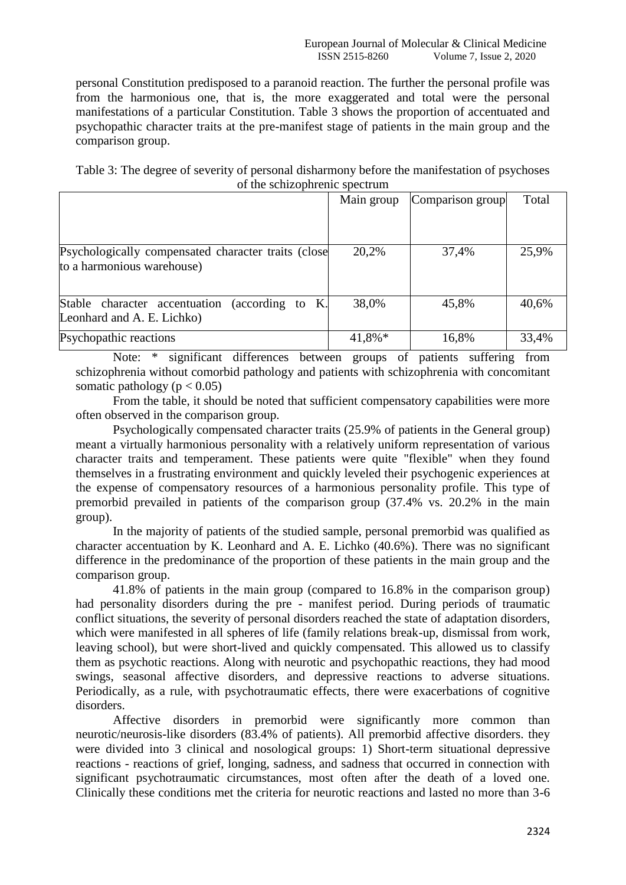personal Constitution predisposed to a paranoid reaction. The further the personal profile was from the harmonious one, that is, the more exaggerated and total were the personal manifestations of a particular Constitution. Table 3 shows the proportion of accentuated and psychopathic character traits at the pre-manifest stage of patients in the main group and the comparison group.

Table 3: The degree of severity of personal disharmony before the manifestation of psychoses of the schizophrenic spectrum

| | Main group | Comparison group | Total |
|---|---|---|---|
| Psychologically compensated character traits (close to a harmonious warehouse) | 20,2% | 37,4% | 25,9% |
| Stable character accentuation (according to K. Leonhard and A. E. Lichko) | 38,0% | 45,8% | 40,6% |
| Psychopathic reactions | 41,8%* | 16,8% | 33,4% |

Note: * significant differences between groups of patients suffering from schizophrenia without comorbid pathology and patients with schizophrenia with concomitant somatic pathology ($p < 0.05$)

From the table, it should be noted that sufficient compensatory capabilities were more often observed in the comparison group.

Psychologically compensated character traits (25.9% of patients in the General group) meant a virtually harmonious personality with a relatively uniform representation of various character traits and temperament. These patients were quite "flexible" when they found themselves in a frustrating environment and quickly leveled their psychogenic experiences at the expense of compensatory resources of a harmonious personality profile. This type of premorbid prevailed in patients of the comparison group (37.4% vs. 20.2% in the main group).

In the majority of patients of the studied sample, personal premorbid was qualified as character accentuation by K. Leonhard and A. E. Lichko (40.6%). There was no significant difference in the predominance of the proportion of these patients in the main group and the comparison group.

41.8% of patients in the main group (compared to 16.8% in the comparison group) had personality disorders during the pre - manifest period. During periods of traumatic conflict situations, the severity of personal disorders reached the state of adaptation disorders, which were manifested in all spheres of life (family relations break-up, dismissal from work, leaving school), but were short-lived and quickly compensated. This allowed us to classify them as psychotic reactions. Along with neurotic and psychopathic reactions, they had mood swings, seasonal affective disorders, and depressive reactions to adverse situations. Periodically, as a rule, with psychotraumatic effects, there were exacerbations of cognitive disorders.

Affective disorders in premorbid were significantly more common than neurotic/neurosis-like disorders (83.4% of patients). All premorbid affective disorders. they were divided into 3 clinical and nosological groups: 1) Short-term situational depressive reactions - reactions of grief, longing, sadness, and sadness that occurred in connection with significant psychotraumatic circumstances, most often after the death of a loved one. Clinically these conditions met the criteria for neurotic reactions and lasted no more than 3-6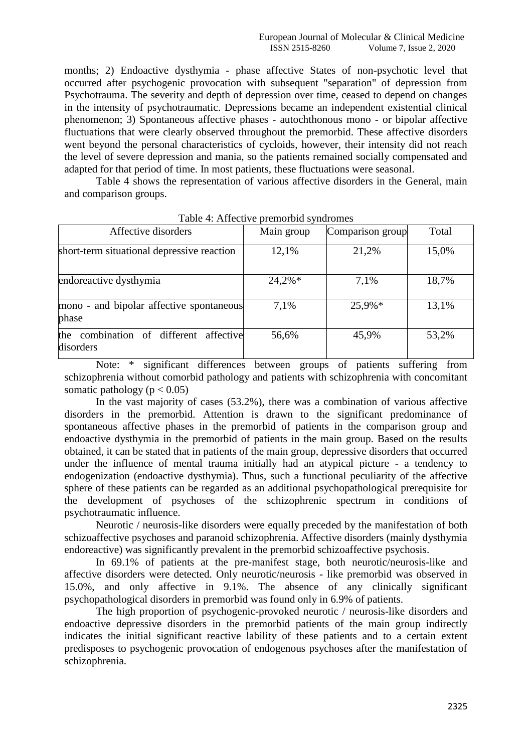months; 2) Endoactive dysthymia - phase affective States of non-psychotic level that occurred after psychogenic provocation with subsequent "separation" of depression from Psychotrauma. The severity and depth of depression over time, ceased to depend on changes in the intensity of psychotraumatic. Depressions became an independent existential clinical phenomenon; 3) Spontaneous affective phases - autochthonous mono - or bipolar affective fluctuations that were clearly observed throughout the premorbid. These affective disorders went beyond the personal characteristics of cycloids, however, their intensity did not reach the level of severe depression and mania, so the patients remained socially compensated and adapted for that period of time. In most patients, these fluctuations were seasonal.

Table 4 shows the representation of various affective disorders in the General, main and comparison groups.

Table 4: Affective premorbid syndromes

| Affective disorders | Main group | Comparison group | Total |
|---|---|---|---|
| short-term situational depressive reaction | 12,1% | 21,2% | 15,0% |
| endoreactive dysthymia | 24,2%* | 7,1% | 18,7% |
| mono - and bipolar affective spontaneous phase | 7,1% | 25,9%* | 13,1% |
| the combination of different affective disorders | 56,6% | 45,9% | 53,2% |

Note: * significant differences between groups of patients suffering from schizophrenia without comorbid pathology and patients with schizophrenia with concomitant somatic pathology ($p < 0.05$)

In the vast majority of cases (53.2%), there was a combination of various affective disorders in the premorbid. Attention is drawn to the significant predominance of spontaneous affective phases in the premorbid of patients in the comparison group and endoactive dysthymia in the premorbid of patients in the main group. Based on the results obtained, it can be stated that in patients of the main group, depressive disorders that occurred under the influence of mental trauma initially had an atypical picture - a tendency to endogenization (endoactive dysthymia). Thus, such a functional peculiarity of the affective sphere of these patients can be regarded as an additional psychopathological prerequisite for the development of psychoses of the schizophrenic spectrum in conditions of psychotraumatic influence.

Neurotic / neurosis-like disorders were equally preceded by the manifestation of both schizoaffective psychoses and paranoid schizophrenia. Affective disorders (mainly dysthymia endoreactive) was significantly prevalent in the premorbid schizoaffective psychosis.

In 69.1% of patients at the pre-manifest stage, both neurotic/neurosis-like and affective disorders were detected. Only neurotic/neurosis - like premorbid was observed in 15.0%, and only affective in 9.1%. The absence of any clinically significant psychopathological disorders in premorbid was found only in 6.9% of patients.

The high proportion of psychogenic-provoked neurotic / neurosis-like disorders and endoactive depressive disorders in the premorbid patients of the main group indirectly indicates the initial significant reactive lability of these patients and to a certain extent predisposes to psychogenic provocation of endogenous psychoses after the manifestation of schizophrenia.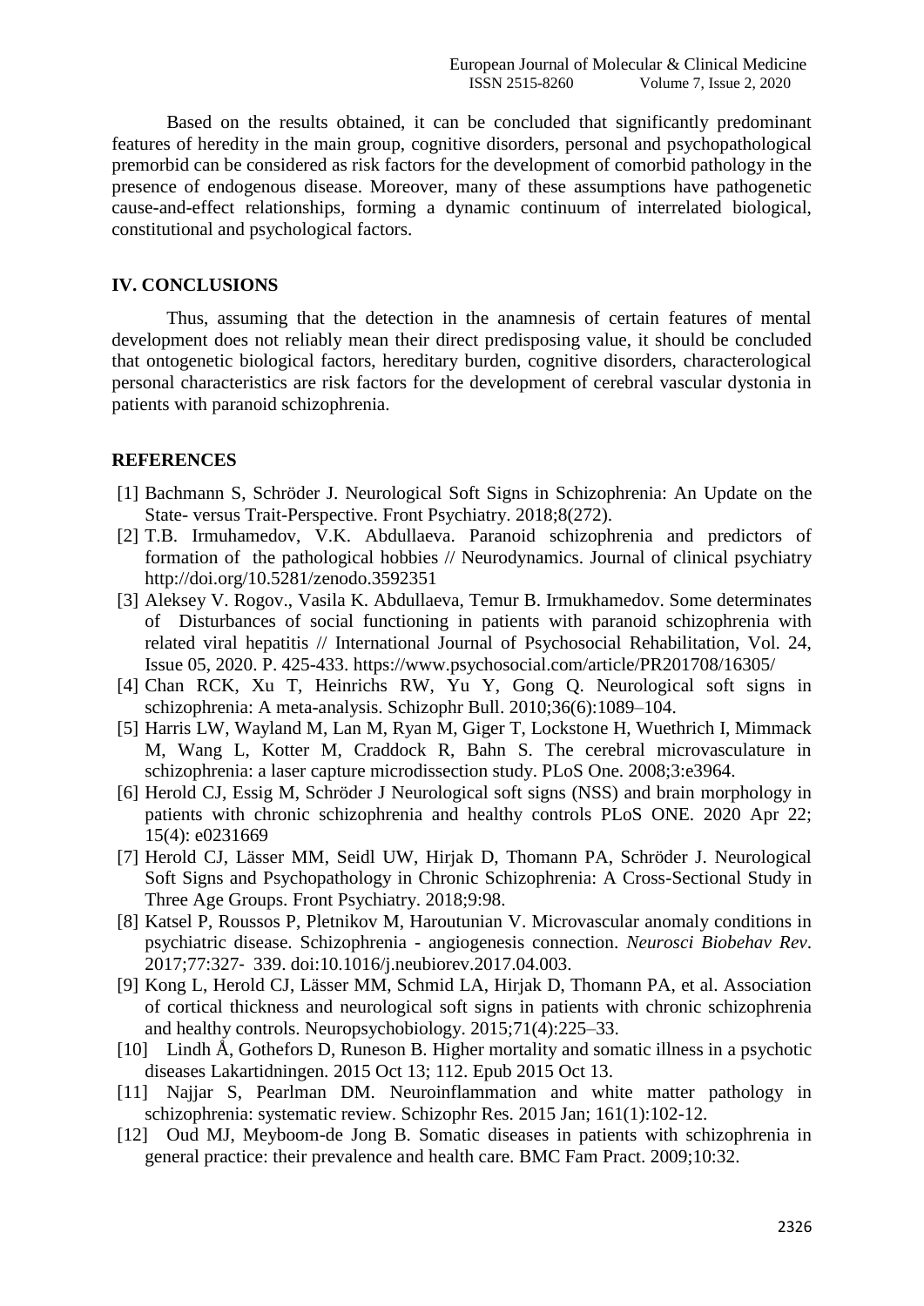Based on the results obtained, it can be concluded that significantly predominant features of heredity in the main group, cognitive disorders, personal and psychopathological premorbid can be considered as risk factors for the development of comorbid pathology in the presence of endogenous disease. Moreover, many of these assumptions have pathogenetic cause-and-effect relationships, forming a dynamic continuum of interrelated biological, constitutional and psychological factors.

## IV. CONCLUSIONS

Thus, assuming that the detection in the anamnesis of certain features of mental development does not reliably mean their direct predisposing value, it should be concluded that ontogenetic biological factors, hereditary burden, cognitive disorders, characterological personal characteristics are risk factors for the development of cerebral vascular dystonia in patients with paranoid schizophrenia.

## REFERENCES

[1] Bachmann S, Schröder J. Neurological Soft Signs in Schizophrenia: An Update on the State- versus Trait-Perspective. Front Psychiatry. 2018;8(272).

[2] T.B. Irmuhamedov, V.K. Abdullaeva. Paranoid schizophrenia and predictors of formation of the pathological hobbies // Neurodynamics. Journal of clinical psychiatry http://doi.org/10.5281/zenodo.3592351

[3] Aleksey V. Rogov., Vasila K. Abdullaeva, Temur B. Irmukhamedov. Some determinates of Disturbances of social functioning in patients with paranoid schizophrenia with related viral hepatitis // International Journal of Psychosocial Rehabilitation, Vol. 24, Issue 05, 2020. P. 425-433. https://www.psychosocial.com/article/PR201708/16305/

[4] Chan RCK, Xu T, Heinrichs RW, Yu Y, Gong Q. Neurological soft signs in schizophrenia: A meta-analysis. Schizophr Bull. 2010;36(6):1089–104.

[5] Harris LW, Wayland M, Lan M, Ryan M, Giger T, Lockstone H, Wuethrich I, Mimmack M, Wang L, Kotter M, Craddock R, Bahn S. The cerebral microvasculature in schizophrenia: a laser capture microdissection study. PLoS One. 2008;3:e3964.

[6] Herold CJ, Essig M, Schröder J Neurological soft signs (NSS) and brain morphology in patients with chronic schizophrenia and healthy controls PLoS ONE. 2020 Apr 22; 15(4): e0231669

[7] Herold CJ, Lässer MM, Seidl UW, Hirjak D, Thomann PA, Schröder J. Neurological Soft Signs and Psychopathology in Chronic Schizophrenia: A Cross-Sectional Study in Three Age Groups. Front Psychiatry. 2018;9:98.

[8] Katsel P, Roussos P, Pletnikov M, Haroutunian V. Microvascular anomaly conditions in psychiatric disease. Schizophrenia - angiogenesis connection. *Neurosci Biobehav Rev*. 2017;77:327- 339. doi:10.1016/j.neubiorev.2017.04.003.

[9] Kong L, Herold CJ, Lässer MM, Schmid LA, Hirjak D, Thomann PA, et al. Association of cortical thickness and neurological soft signs in patients with chronic schizophrenia and healthy controls. Neuropsychobiology. 2015;71(4):225–33.

[10] Lindh Å, Gothefors D, Runeson B. Higher mortality and somatic illness in a psychotic diseases Lakartidningen. 2015 Oct 13; 112. Epub 2015 Oct 13.

[11] Najjar S, Pearlman DM. Neuroinflammation and white matter pathology in schizophrenia: systematic review. Schizophr Res. 2015 Jan; 161(1):102-12.

[12] Oud MJ, Meyboom-de Jong B. Somatic diseases in patients with schizophrenia in general practice: their prevalence and health care. BMC Fam Pract. 2009;10:32.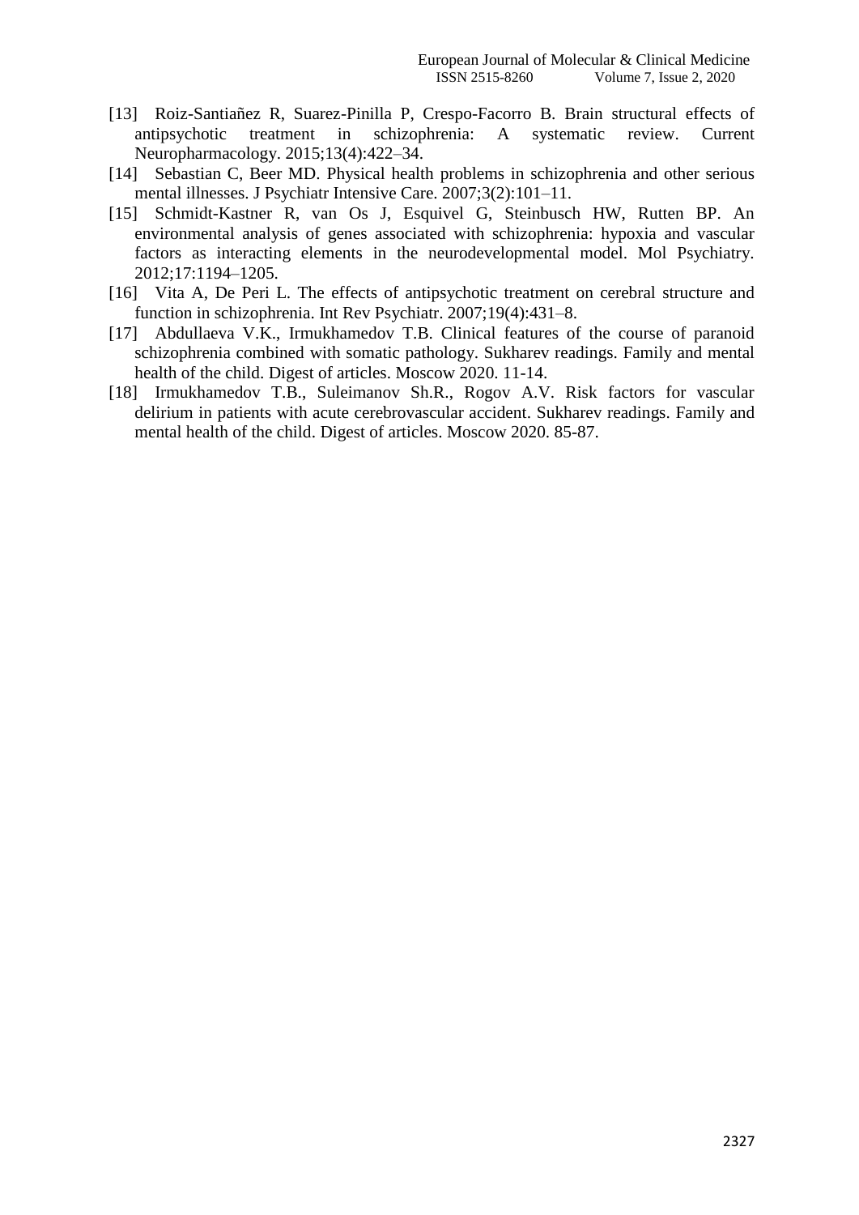[13] Roiz-Santiañez R, Suarez-Pinilla P, Crespo-Facorro B. Brain structural effects of antipsychotic treatment in schizophrenia: A systematic review. Current Neuropharmacology. 2015;13(4):422–34.

[14] Sebastian C, Beer MD. Physical health problems in schizophrenia and other serious mental illnesses. J Psychiatr Intensive Care. 2007;3(2):101–11.

[15] Schmidt-Kastner R, van Os J, Esquivel G, Steinbusch HW, Rutten BP. An environmental analysis of genes associated with schizophrenia: hypoxia and vascular factors as interacting elements in the neurodevelopmental model. Mol Psychiatry. 2012;17:1194–1205.

[16] Vita A, De Peri L. The effects of antipsychotic treatment on cerebral structure and function in schizophrenia. Int Rev Psychiatr. 2007;19(4):431–8.

[17] Abdullaeva V.K., Irmukhamedov T.B. Clinical features of the course of paranoid schizophrenia combined with somatic pathology. Sukharev readings. Family and mental health of the child. Digest of articles. Moscow 2020. 11-14.

[18] Irmukhamedov T.B., Suleimanov Sh.R., Rogov A.V. Risk factors for vascular delirium in patients with acute cerebrovascular accident. Sukharev readings. Family and mental health of the child. Digest of articles. Moscow 2020. 85-87.